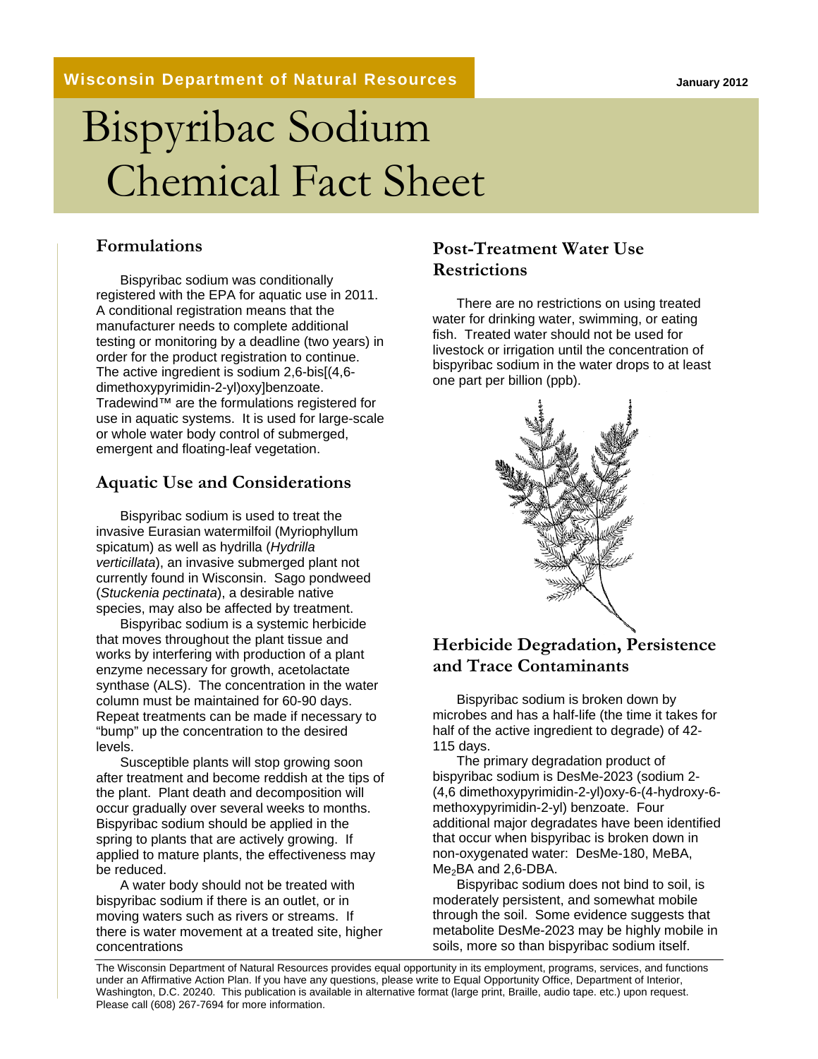Wisconsin Department of Natural Resources

January 2012

# Bispyribac Sodium Chemical Fact Sheet

## Formulations

Bispyribac sodium was conditionally registered with the EPA for aquatic use in 2011. A conditional registration means that the manufacturer needs to complete additional testing or monitoring by a deadline (two years) in order for the product registration to continue. The active ingredient is sodium 2,6-bis[(4,6-dimethoxypyrimidin-2-yl)oxy]benzoate. Tradewind™ are the formulations registered for use in aquatic systems. It is used for large-scale or whole water body control of submerged, emergent and floating-leaf vegetation.

## Aquatic Use and Considerations

Bispyribac sodium is used to treat the invasive Eurasian watermilfoil (Myriophyllum spicatum) as well as hydrilla (*Hydrilla verticillata*), an invasive submerged plant not currently found in Wisconsin. Sago pondweed (*Stuckenia pectinata*), a desirable native species, may also be affected by treatment.

Bispyribac sodium is a systemic herbicide that moves throughout the plant tissue and works by interfering with production of a plant enzyme necessary for growth, acetolactate synthase (ALS). The concentration in the water column must be maintained for 60-90 days. Repeat treatments can be made if necessary to "bump" up the concentration to the desired levels.

Susceptible plants will stop growing soon after treatment and become reddish at the tips of the plant. Plant death and decomposition will occur gradually over several weeks to months. Bispyribac sodium should be applied in the spring to plants that are actively growing. If applied to mature plants, the effectiveness may be reduced.

A water body should not be treated with bispyribac sodium if there is an outlet, or in moving waters such as rivers or streams. If there is water movement at a treated site, higher concentrations

## Post-Treatment Water Use Restrictions

There are no restrictions on using treated water for drinking water, swimming, or eating fish. Treated water should not be used for livestock or irrigation until the concentration of bispyribac sodium in the water drops to at least one part per billion (ppb).

## Herbicide Degradation, Persistence and Trace Contaminants

Bispyribac sodium is broken down by microbes and has a half-life (the time it takes for half of the active ingredient to degrade) of 42-115 days.

The primary degradation product of bispyribac sodium is DesMe-2023 (sodium 2-(4,6 dimethoxypyrimidin-2-yl)oxy-6-(4-hydroxy-6-methoxypyrimidin-2-yl) benzoate. Four additional major degradates have been identified that occur when bispyribac is broken down in non-oxygenated water: DesMe-180, MeBA, $Me_2$BA and 2,6-DBA.

Bispyribac sodium does not bind to soil, is moderately persistent, and somewhat mobile through the soil. Some evidence suggests that metabolite DesMe-2023 may be highly mobile in soils, more so than bispyribac sodium itself.

The Wisconsin Department of Natural Resources provides equal opportunity in its employment, programs, services, and functions under an Affirmative Action Plan. If you have any questions, please write to Equal Opportunity Office, Department of Interior, Washington, D.C. 20240. This publication is available in alternative format (large print, Braille, audio tape. etc.) upon request. Please call (608) 267-7694 for more information.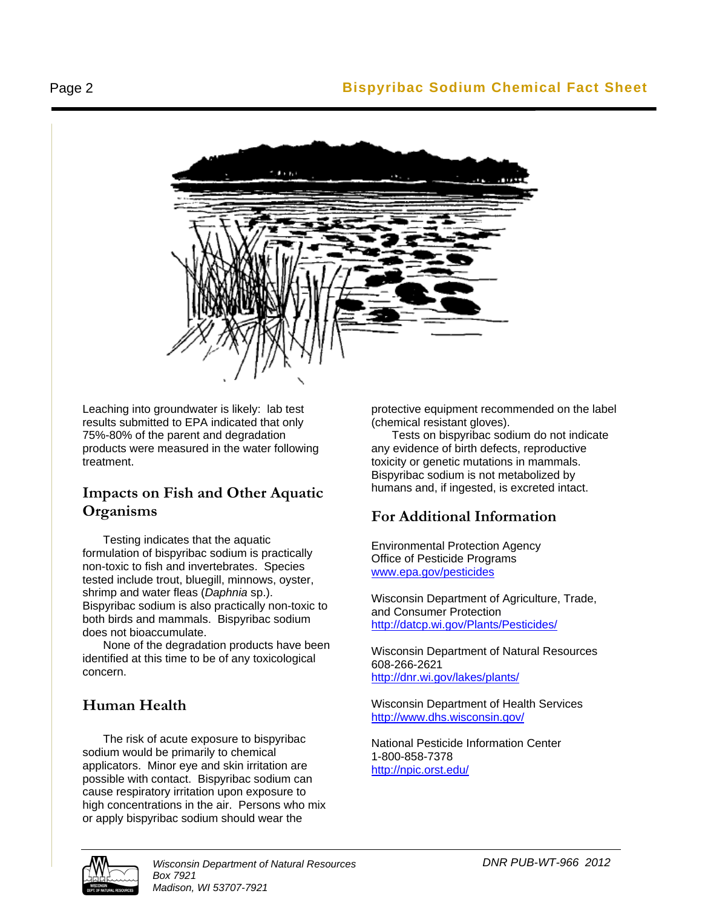Leaching into groundwater is likely: lab test results submitted to EPA indicated that only 75%-80% of the parent and degradation products were measured in the water following treatment.

## Impacts on Fish and Other Aquatic Organisms

Testing indicates that the aquatic formulation of bispyribac sodium is practically non-toxic to fish and invertebrates. Species tested include trout, bluegill, minnows, oyster, shrimp and water fleas (*Daphnia* sp.). Bispyribac sodium is also practically non-toxic to both birds and mammals. Bispyribac sodium does not bioaccumulate.

None of the degradation products have been identified at this time to be of any toxicological concern.

## Human Health

The risk of acute exposure to bispyribac sodium would be primarily to chemical applicators. Minor eye and skin irritation are possible with contact. Bispyribac sodium can cause respiratory irritation upon exposure to high concentrations in the air. Persons who mix or apply bispyribac sodium should wear the protective equipment recommended on the label (chemical resistant gloves).

Tests on bispyribac sodium do not indicate any evidence of birth defects, reproductive toxicity or genetic mutations in mammals. Bispyribac sodium is not metabolized by humans and, if ingested, is excreted intact.

## For Additional Information

Environmental Protection Agency
Office of Pesticide Programs
www.epa.gov/pesticides

Wisconsin Department of Agriculture, Trade, and Consumer Protection
http://datcp.wi.gov/Plants/Pesticides/

Wisconsin Department of Natural Resources
608-266-2621
http://dnr.wi.gov/lakes/plants/

Wisconsin Department of Health Services
http://www.dhs.wisconsin.gov/

National Pesticide Information Center
1-800-858-7378
http://npic.orst.edu/

*Wisconsin Department of Natural Resources*
*Box 7921*
*Madison, WI 53707-7921*

*DNR PUB-WT-966 2012*